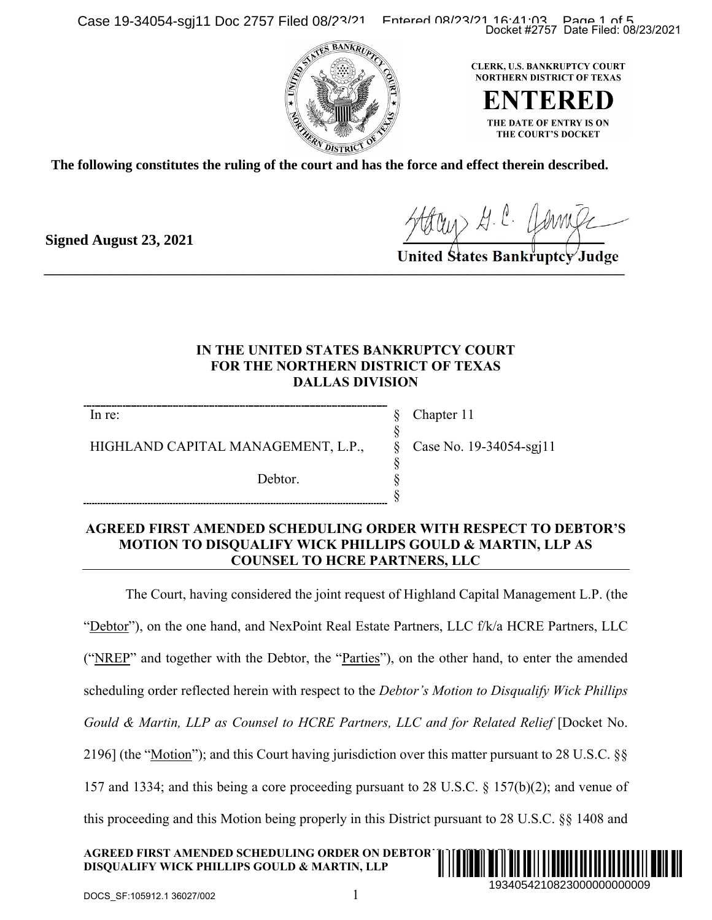CLERK, U.S. BANKRUPTCY COURT
NORTHERN DISTRICT OF TEXAS

**ENTERED**

THE DATE OF ENTRY IS ON THE COURT'S DOCKET

**The following constitutes the ruling of the court and has the force and effect therein described.**

**Signed August 23, 2021**

**United States Bankruptcy Judge**

---

**IN THE UNITED STATES BANKRUPTCY COURT**
**FOR THE NORTHERN DISTRICT OF TEXAS**
**DALLAS DIVISION**

| | | |
|---|---|---|
| In re: | § | Chapter 11 |
| | § | |
| HIGHLAND CAPITAL MANAGEMENT, L.P., | § | Case No. 19-34054-sgj11 |
| | § | |
| Debtor. | § | |
| | § | |

**AGREED FIRST AMENDED SCHEDULING ORDER WITH RESPECT TO DEBTOR'S MOTION TO DISQUALIFY WICK PHILLIPS GOULD & MARTIN, LLP AS COUNSEL TO HCRE PARTNERS, LLC**

The Court, having considered the joint request of Highland Capital Management L.P. (the "Debtor"), on the one hand, and NexPoint Real Estate Partners, LLC f/k/a HCRE Partners, LLC ("NREP" and together with the Debtor, the "Parties"), on the other hand, to enter the amended scheduling order reflected herein with respect to the *Debtor's Motion to Disqualify Wick Phillips Gould & Martin, LLP as Counsel to HCRE Partners, LLC and for Related Relief* [Docket No. 2196] (the "Motion"); and this Court having jurisdiction over this matter pursuant to 28 U.S.C. §§ 157 and 1334; and this being a core proceeding pursuant to 28 U.S.C. § 157(b)(2); and venue of this proceeding and this Motion being properly in this District pursuant to 28 U.S.C. §§ 1408 and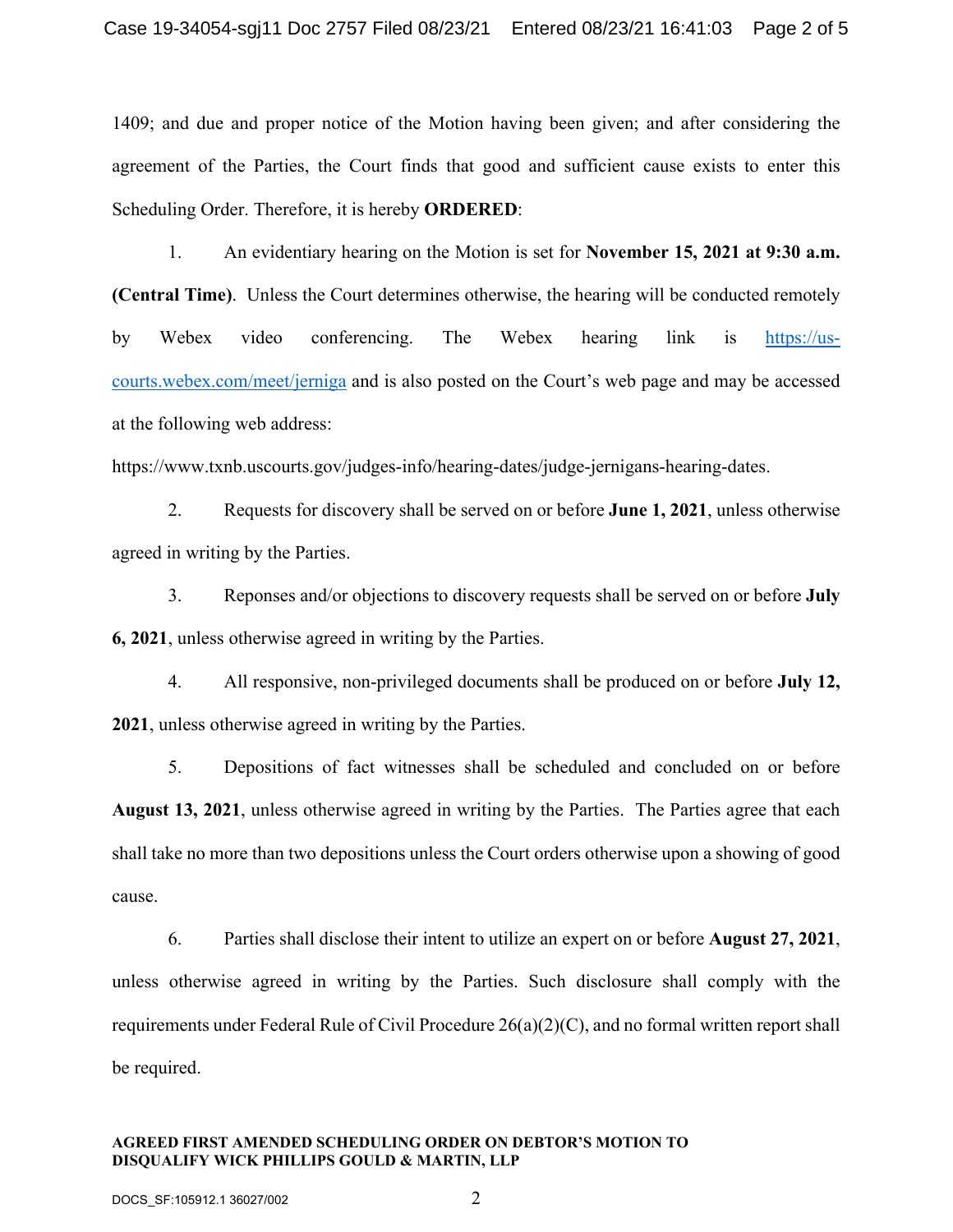1409; and due and proper notice of the Motion having been given; and after considering the agreement of the Parties, the Court finds that good and sufficient cause exists to enter this Scheduling Order. Therefore, it is hereby **ORDERED**:

1. An evidentiary hearing on the Motion is set for **November 15, 2021 at 9:30 a.m. (Central Time)**. Unless the Court determines otherwise, the hearing will be conducted remotely by Webex video conferencing. The Webex hearing link is https://us-courts.webex.com/meet/jerniga and is also posted on the Court's web page and may be accessed at the following web address: https://www.txnb.uscourts.gov/judges-info/hearing-dates/judge-jernigans-hearing-dates.

2. Requests for discovery shall be served on or before **June 1, 2021**, unless otherwise agreed in writing by the Parties.

3. Reponses and/or objections to discovery requests shall be served on or before **July 6, 2021**, unless otherwise agreed in writing by the Parties.

4. All responsive, non-privileged documents shall be produced on or before **July 12, 2021**, unless otherwise agreed in writing by the Parties.

5. Depositions of fact witnesses shall be scheduled and concluded on or before **August 13, 2021**, unless otherwise agreed in writing by the Parties. The Parties agree that each shall take no more than two depositions unless the Court orders otherwise upon a showing of good cause.

6. Parties shall disclose their intent to utilize an expert on or before **August 27, 2021**, unless otherwise agreed in writing by the Parties. Such disclosure shall comply with the requirements under Federal Rule of Civil Procedure 26(a)(2)(C), and no formal written report shall be required.

**AGREED FIRST AMENDED SCHEDULING ORDER ON DEBTOR'S MOTION TO DISQUALIFY WICK PHILLIPS GOULD & MARTIN, LLP**

DOCS_SF:105912.1 36027/002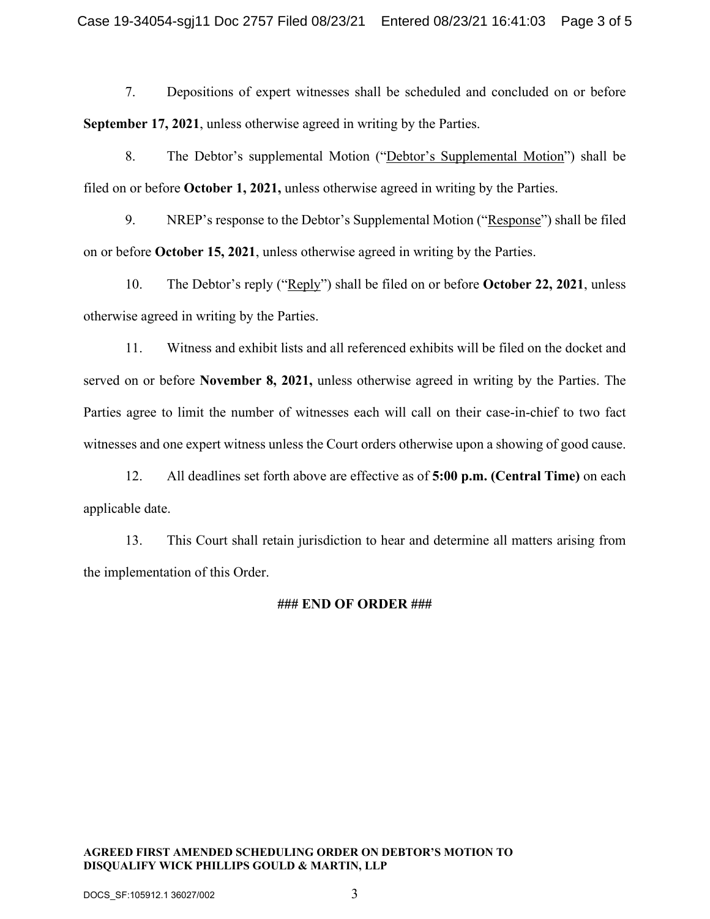7. Depositions of expert witnesses shall be scheduled and concluded on or before **September 17, 2021**, unless otherwise agreed in writing by the Parties.

8. The Debtor's supplemental Motion ("Debtor's Supplemental Motion") shall be filed on or before **October 1, 2021,** unless otherwise agreed in writing by the Parties.

9. NREP's response to the Debtor's Supplemental Motion ("Response") shall be filed on or before **October 15, 2021**, unless otherwise agreed in writing by the Parties.

10. The Debtor's reply ("Reply") shall be filed on or before **October 22, 2021**, unless otherwise agreed in writing by the Parties.

11. Witness and exhibit lists and all referenced exhibits will be filed on the docket and served on or before **November 8, 2021,** unless otherwise agreed in writing by the Parties. The Parties agree to limit the number of witnesses each will call on their case-in-chief to two fact witnesses and one expert witness unless the Court orders otherwise upon a showing of good cause.

12. All deadlines set forth above are effective as of **5:00 p.m. (Central Time)** on each applicable date.

13. This Court shall retain jurisdiction to hear and determine all matters arising from the implementation of this Order.

**### END OF ORDER ###**

**AGREED FIRST AMENDED SCHEDULING ORDER ON DEBTOR'S MOTION TO DISQUALIFY WICK PHILLIPS GOULD & MARTIN, LLP**

DOCS_SF:105912.1 36027/002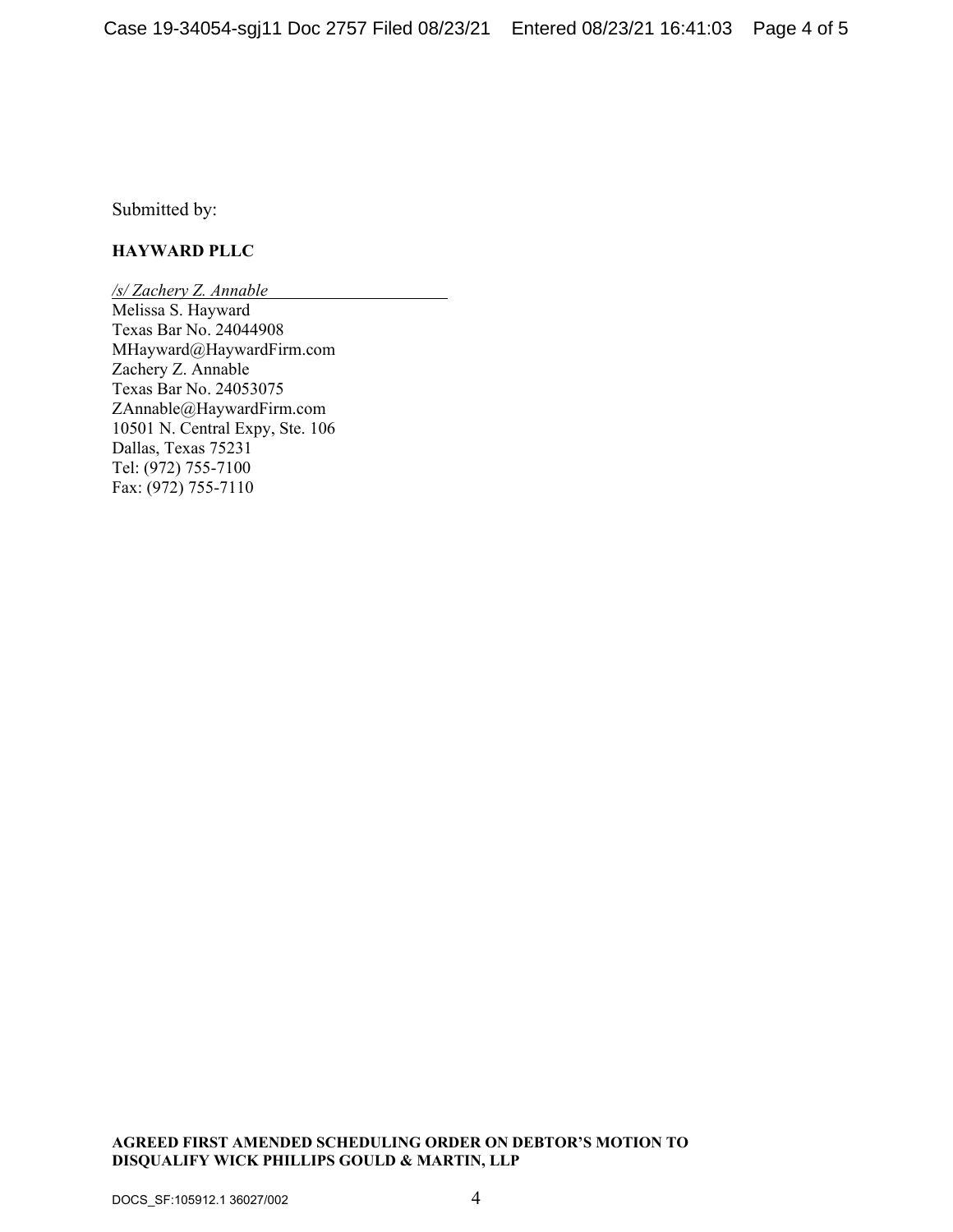Submitted by:

**HAYWARD PLLC**

*/s/ Zachery Z. Annable*

Melissa S. Hayward
Texas Bar No. 24044908
MHayward@HaywardFirm.com
Zachery Z. Annable
Texas Bar No. 24053075
ZAnnable@HaywardFirm.com
10501 N. Central Expy, Ste. 106
Dallas, Texas 75231
Tel: (972) 755-7100
Fax: (972) 755-7110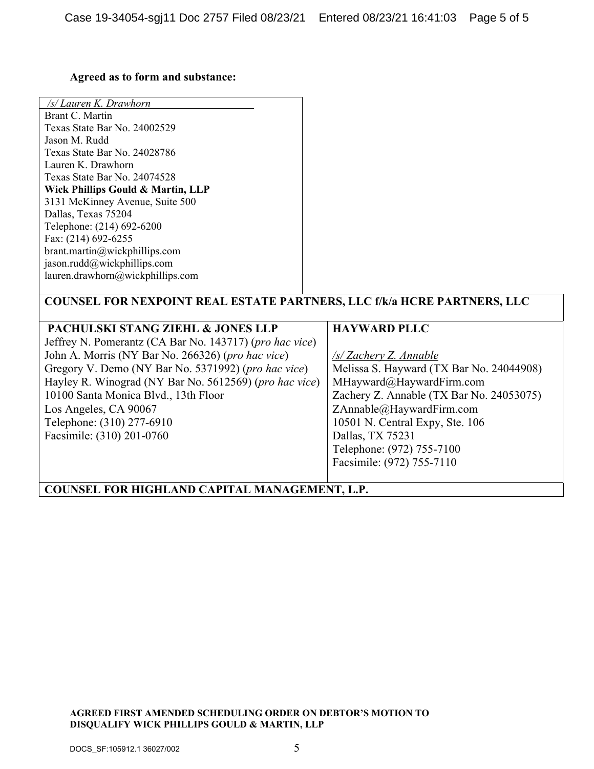**Agreed as to form and substance:**

*/s/ Lauren K. Drawhorn*
Brant C. Martin
Texas State Bar No. 24002529
Jason M. Rudd
Texas State Bar No. 24028786
Lauren K. Drawhorn
Texas State Bar No. 24074528
**Wick Phillips Gould & Martin, LLP**
3131 McKinney Avenue, Suite 500
Dallas, Texas 75204
Telephone: (214) 692-6200
Fax: (214) 692-6255
brant.martin@wickphillips.com
jason.rudd@wickphillips.com
lauren.drawhorn@wickphillips.com

**COUNSEL FOR NEXPOINT REAL ESTATE PARTNERS, LLC f/k/a HCRE PARTNERS, LLC**

**PACHULSKI STANG ZIEHL & JONES LLP**
Jeffrey N. Pomerantz (CA Bar No. 143717) (*pro hac vice*)
John A. Morris (NY Bar No. 266326) (*pro hac vice*)
Gregory V. Demo (NY Bar No. 5371992) (*pro hac vice*)
Hayley R. Winograd (NY Bar No. 5612569) (*pro hac vice*)
10100 Santa Monica Blvd., 13th Floor
Los Angeles, CA 90067
Telephone: (310) 277-6910
Facsimile: (310) 201-0760

**HAYWARD PLLC**

*/s/ Zachery Z. Annable*
Melissa S. Hayward (TX Bar No. 24044908)
MHayward@HaywardFirm.com
Zachery Z. Annable (TX Bar No. 24053075)
ZAnnable@HaywardFirm.com
10501 N. Central Expy, Ste. 106
Dallas, TX 75231
Telephone: (972) 755-7100
Facsimile: (972) 755-7110

**COUNSEL FOR HIGHLAND CAPITAL MANAGEMENT, L.P.**

**AGREED FIRST AMENDED SCHEDULING ORDER ON DEBTOR'S MOTION TO DISQUALIFY WICK PHILLIPS GOULD & MARTIN, LLP**

DOCS_SF:105912.1 36027/002